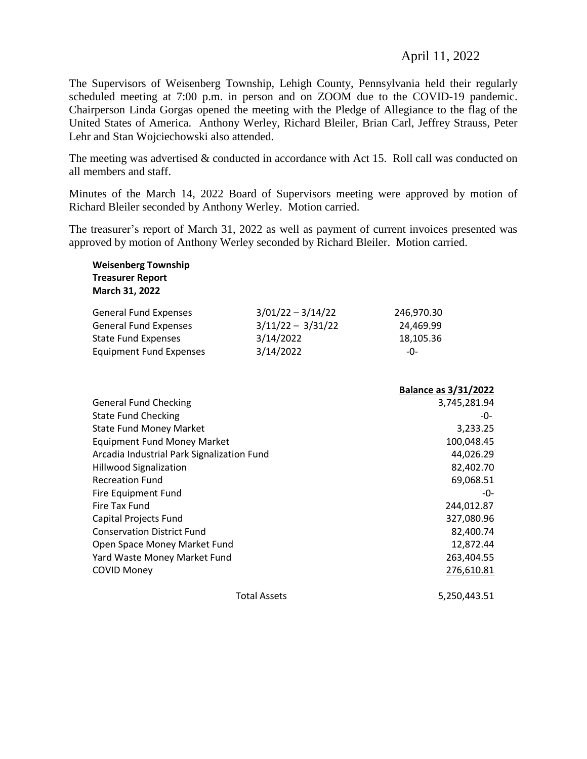April 11, 2022

The Supervisors of Weisenberg Township, Lehigh County, Pennsylvania held their regularly scheduled meeting at 7:00 p.m. in person and on ZOOM due to the COVID-19 pandemic. Chairperson Linda Gorgas opened the meeting with the Pledge of Allegiance to the flag of the United States of America. Anthony Werley, Richard Bleiler, Brian Carl, Jeffrey Strauss, Peter Lehr and Stan Wojciechowski also attended.

The meeting was advertised & conducted in accordance with Act 15. Roll call was conducted on all members and staff.

Minutes of the March 14, 2022 Board of Supervisors meeting were approved by motion of Richard Bleiler seconded by Anthony Werley. Motion carried.

The treasurer's report of March 31, 2022 as well as payment of current invoices presented was approved by motion of Anthony Werley seconded by Richard Bleiler. Motion carried.

**Weisenberg Township**
**Treasurer Report**
**March 31, 2022**

| | | |
|---|---|---|
| General Fund Expenses | 3/01/22 – 3/14/22 | 246,970.30 |
| General Fund Expenses | 3/11/22 – 3/31/22 | 24,469.99 |
| State Fund Expenses | 3/14/2022 | 18,105.36 |
| Equipment Fund Expenses | 3/14/2022 | -0- |

| | **Balance as 3/31/2022** |
|---|---|
| General Fund Checking | 3,745,281.94 |
| State Fund Checking | -0- |
| State Fund Money Market | 3,233.25 |
| Equipment Fund Money Market | 100,048.45 |
| Arcadia Industrial Park Signalization Fund | 44,026.29 |
| Hillwood Signalization | 82,402.70 |
| Recreation Fund | 69,068.51 |
| Fire Equipment Fund | -0- |
| Fire Tax Fund | 244,012.87 |
| Capital Projects Fund | 327,080.96 |
| Conservation District Fund | 82,400.74 |
| Open Space Money Market Fund | 12,872.44 |
| Yard Waste Money Market Fund | 263,404.55 |
| COVID Money | 276,610.81 |
| Total Assets | 5,250,443.51 |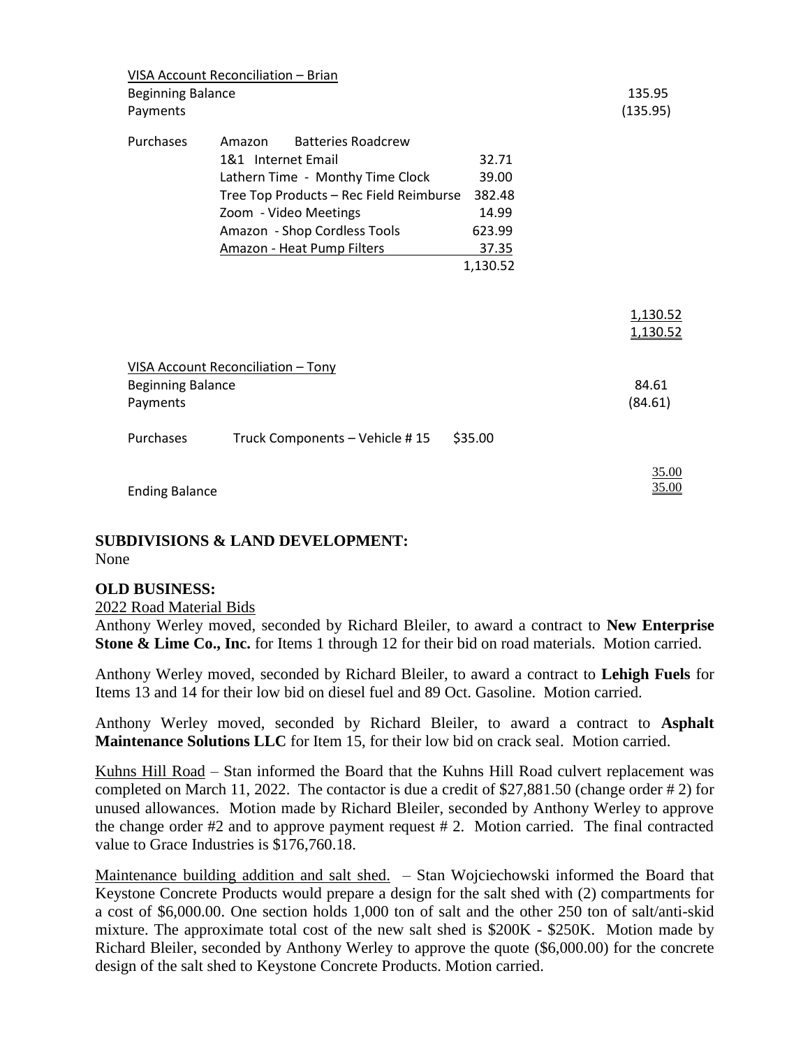VISA Account Reconciliation – Brian

| | | | |
|---|---|---|---|
| Beginning Balance | | | 135.95 |
| Payments | | | (135.95) |
| Purchases | Amazon Batteries Roadcrew | | |
| | 1&1 Internet Email | 32.71 | |
| | Lathern Time - Monthy Time Clock | 39.00 | |
| | Tree Top Products – Rec Field Reimburse | 382.48 | |
| | Zoom - Video Meetings | 14.99 | |
| | Amazon - Shop Cordless Tools | 623.99 | |
| | Amazon - Heat Pump Filters | 37.35 | |
| | | 1,130.52 | |
| | | | 1,130.52 |
| | | | 1,130.52 |

VISA Account Reconciliation – Tony

| | | | |
|---|---|---|---|
| Beginning Balance | | | 84.61 |
| Payments | | | (84.61) |
| Purchases | Truck Components – Vehicle # 15 | $35.00 | |
| | | | 35.00 |
| Ending Balance | | | 35.00 |

**SUBDIVISIONS & LAND DEVELOPMENT:**
None

**OLD BUSINESS:**

2022 Road Material Bids

Anthony Werley moved, seconded by Richard Bleiler, to award a contract to **New Enterprise Stone & Lime Co., Inc.** for Items 1 through 12 for their bid on road materials. Motion carried.

Anthony Werley moved, seconded by Richard Bleiler, to award a contract to **Lehigh Fuels** for Items 13 and 14 for their low bid on diesel fuel and 89 Oct. Gasoline. Motion carried.

Anthony Werley moved, seconded by Richard Bleiler, to award a contract to **Asphalt Maintenance Solutions LLC** for Item 15, for their low bid on crack seal. Motion carried.

Kuhns Hill Road – Stan informed the Board that the Kuhns Hill Road culvert replacement was completed on March 11, 2022. The contactor is due a credit of $27,881.50 (change order # 2) for unused allowances. Motion made by Richard Bleiler, seconded by Anthony Werley to approve the change order #2 and to approve payment request # 2. Motion carried. The final contracted value to Grace Industries is $176,760.18.

Maintenance building addition and salt shed. – Stan Wojciechowski informed the Board that Keystone Concrete Products would prepare a design for the salt shed with (2) compartments for a cost of $6,000.00. One section holds 1,000 ton of salt and the other 250 ton of salt/anti-skid mixture. The approximate total cost of the new salt shed is $200K - $250K. Motion made by Richard Bleiler, seconded by Anthony Werley to approve the quote ($6,000.00) for the concrete design of the salt shed to Keystone Concrete Products. Motion carried.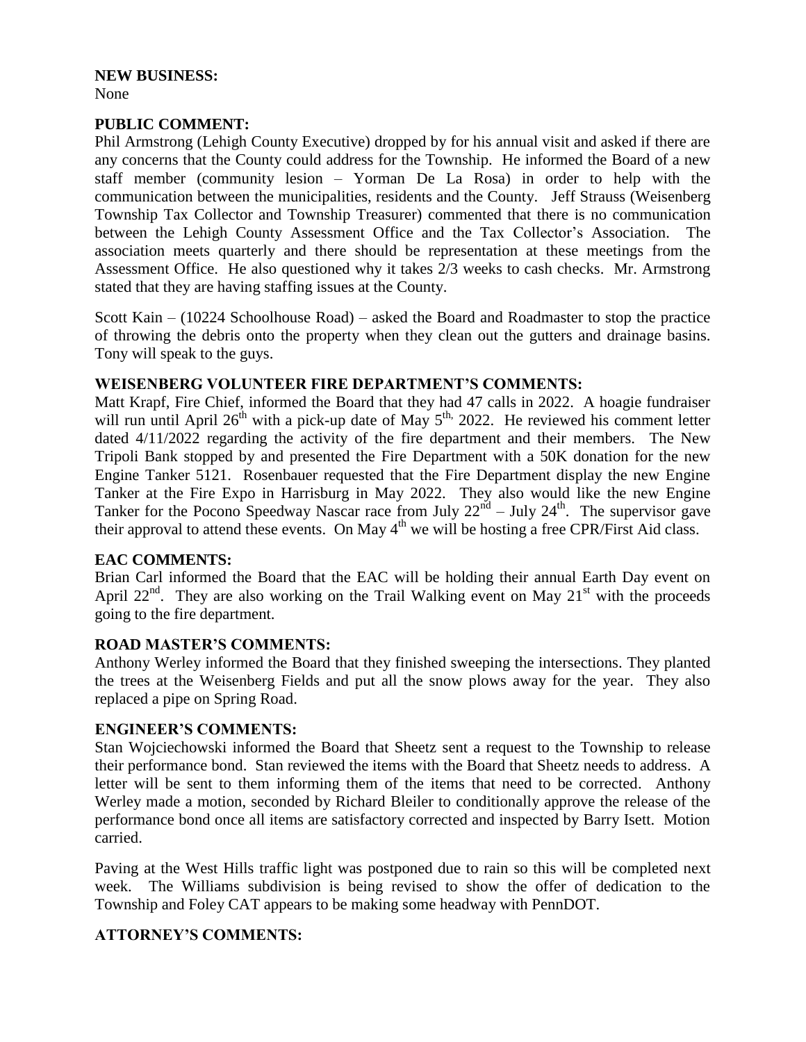**NEW BUSINESS:**
None

**PUBLIC COMMENT:**
Phil Armstrong (Lehigh County Executive) dropped by for his annual visit and asked if there are any concerns that the County could address for the Township. He informed the Board of a new staff member (community lesion – Yorman De La Rosa) in order to help with the communication between the municipalities, residents and the County. Jeff Strauss (Weisenberg Township Tax Collector and Township Treasurer) commented that there is no communication between the Lehigh County Assessment Office and the Tax Collector's Association. The association meets quarterly and there should be representation at these meetings from the Assessment Office. He also questioned why it takes 2/3 weeks to cash checks. Mr. Armstrong stated that they are having staffing issues at the County.

Scott Kain – (10224 Schoolhouse Road) – asked the Board and Roadmaster to stop the practice of throwing the debris onto the property when they clean out the gutters and drainage basins. Tony will speak to the guys.

**WEISENBERG VOLUNTEER FIRE DEPARTMENT'S COMMENTS:**
Matt Krapf, Fire Chief, informed the Board that they had 47 calls in 2022. A hoagie fundraiser will run until April 26th with a pick-up date of May 5th, 2022. He reviewed his comment letter dated 4/11/2022 regarding the activity of the fire department and their members. The New Tripoli Bank stopped by and presented the Fire Department with a 50K donation for the new Engine Tanker 5121. Rosenbauer requested that the Fire Department display the new Engine Tanker at the Fire Expo in Harrisburg in May 2022. They also would like the new Engine Tanker for the Pocono Speedway Nascar race from July 22nd – July 24th. The supervisor gave their approval to attend these events. On May 4th we will be hosting a free CPR/First Aid class.

**EAC COMMENTS:**
Brian Carl informed the Board that the EAC will be holding their annual Earth Day event on April 22nd. They are also working on the Trail Walking event on May 21st with the proceeds going to the fire department.

**ROAD MASTER'S COMMENTS:**
Anthony Werley informed the Board that they finished sweeping the intersections. They planted the trees at the Weisenberg Fields and put all the snow plows away for the year. They also replaced a pipe on Spring Road.

**ENGINEER'S COMMENTS:**
Stan Wojciechowski informed the Board that Sheetz sent a request to the Township to release their performance bond. Stan reviewed the items with the Board that Sheetz needs to address. A letter will be sent to them informing them of the items that need to be corrected. Anthony Werley made a motion, seconded by Richard Bleiler to conditionally approve the release of the performance bond once all items are satisfactory corrected and inspected by Barry Isett. Motion carried.

Paving at the West Hills traffic light was postponed due to rain so this will be completed next week. The Williams subdivision is being revised to show the offer of dedication to the Township and Foley CAT appears to be making some headway with PennDOT.

**ATTORNEY'S COMMENTS:**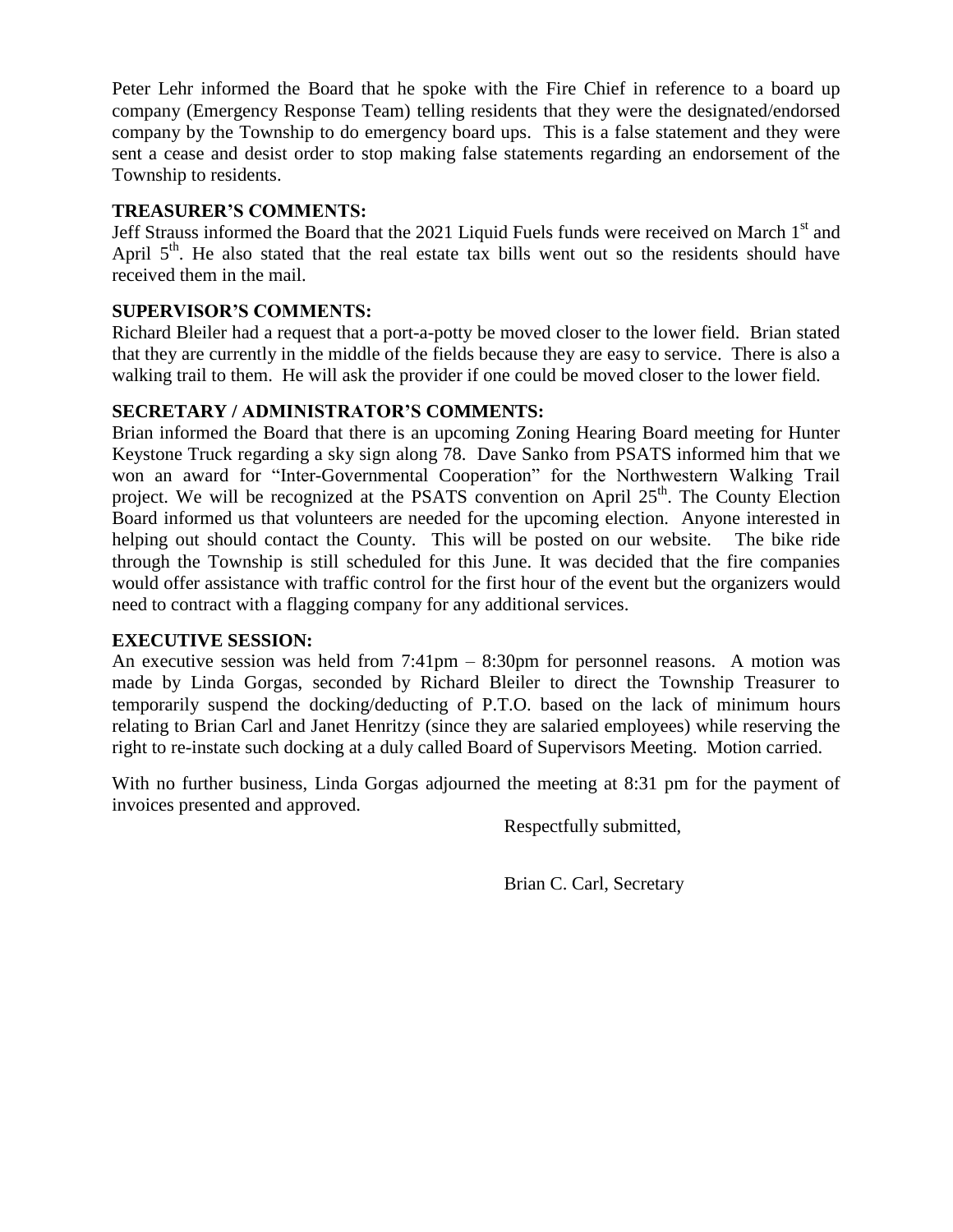Peter Lehr informed the Board that he spoke with the Fire Chief in reference to a board up company (Emergency Response Team) telling residents that they were the designated/endorsed company by the Township to do emergency board ups. This is a false statement and they were sent a cease and desist order to stop making false statements regarding an endorsement of the Township to residents.

**TREASURER'S COMMENTS:**
Jeff Strauss informed the Board that the 2021 Liquid Fuels funds were received on March 1st and April 5th. He also stated that the real estate tax bills went out so the residents should have received them in the mail.

**SUPERVISOR'S COMMENTS:**
Richard Bleiler had a request that a port-a-potty be moved closer to the lower field. Brian stated that they are currently in the middle of the fields because they are easy to service. There is also a walking trail to them. He will ask the provider if one could be moved closer to the lower field.

**SECRETARY / ADMINISTRATOR'S COMMENTS:**
Brian informed the Board that there is an upcoming Zoning Hearing Board meeting for Hunter Keystone Truck regarding a sky sign along 78. Dave Sanko from PSATS informed him that we won an award for "Inter-Governmental Cooperation" for the Northwestern Walking Trail project. We will be recognized at the PSATS convention on April 25th. The County Election Board informed us that volunteers are needed for the upcoming election. Anyone interested in helping out should contact the County. This will be posted on our website. The bike ride through the Township is still scheduled for this June. It was decided that the fire companies would offer assistance with traffic control for the first hour of the event but the organizers would need to contract with a flagging company for any additional services.

**EXECUTIVE SESSION:**
An executive session was held from 7:41pm – 8:30pm for personnel reasons. A motion was made by Linda Gorgas, seconded by Richard Bleiler to direct the Township Treasurer to temporarily suspend the docking/deducting of P.T.O. based on the lack of minimum hours relating to Brian Carl and Janet Henritzy (since they are salaried employees) while reserving the right to re-instate such docking at a duly called Board of Supervisors Meeting. Motion carried.

With no further business, Linda Gorgas adjourned the meeting at 8:31 pm for the payment of invoices presented and approved.

Respectfully submitted,

Brian C. Carl, Secretary